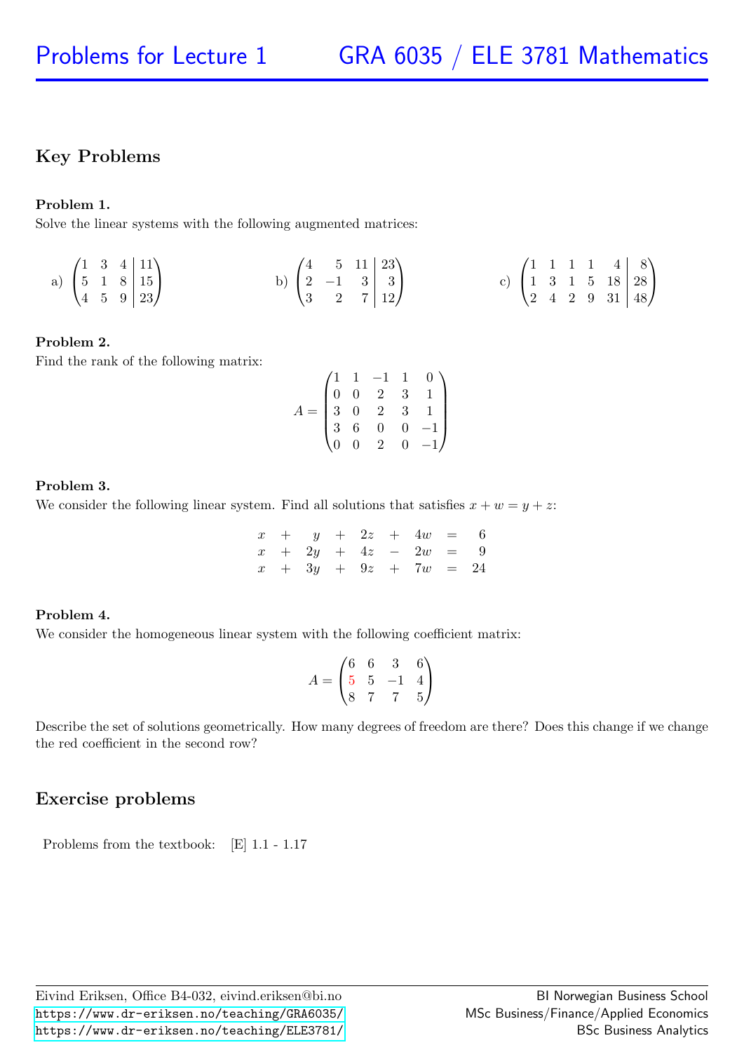# Problems for Lecture 1 — GRA 6035 / ELE 3781 Mathematics

## Key Problems

**Problem 1.**
Solve the linear systems with the following augmented matrices:

a) $\left(\begin{array}{ccc|c} 1 & 3 & 4 & 11 \\ 5 & 1 & 8 & 15 \\ 4 & 5 & 9 & 23 \end{array}\right)$ b) $\left(\begin{array}{ccc|c} 4 & 5 & 11 & 23 \\ 2 & -1 & 3 & 3 \\ 3 & 2 & 7 & 12 \end{array}\right)$ c) $\left(\begin{array}{ccccc|c} 1 & 1 & 1 & 1 & 4 & 8 \\ 1 & 3 & 1 & 5 & 18 & 28 \\ 2 & 4 & 2 & 9 & 31 & 48 \end{array}\right)$

**Problem 2.**
Find the rank of the following matrix:

$$A = \begin{pmatrix} 1 & 1 & -1 & 1 & 0 \\ 0 & 0 & 2 & 3 & 1 \\ 3 & 0 & 2 & 3 & 1 \\ 3 & 6 & 0 & 0 & -1 \\ 0 & 0 & 2 & 0 & -1 \end{pmatrix}$$

**Problem 3.**
We consider the following linear system. Find all solutions that satisfies $x + w = y + z$:

$$\begin{aligned} x + y + 2z + 4w &= 6 \\ x + 2y + 4z - 2w &= 9 \\ x + 3y + 9z + 7w &= 24 \end{aligned}$$

**Problem 4.**
We consider the homogeneous linear system with the following coefficient matrix:

$$A = \begin{pmatrix} 6 & 6 & 3 & 6 \\ 5 & 5 & -1 & 4 \\ 8 & 7 & 7 & 5 \end{pmatrix}$$

Describe the set of solutions geometrically. How many degrees of freedom are there? Does this change if we change the red coefficient in the second row?

## Exercise problems

Problems from the textbook: [E] 1.1 - 1.17

Eivind Eriksen, Office B4-032, eivind.eriksen@bi.no
https://www.dr-eriksen.no/teaching/GRA6035/
https://www.dr-eriksen.no/teaching/ELE3781/

BI Norwegian Business School
MSc Business/Finance/Applied Economics
BSc Business Analytics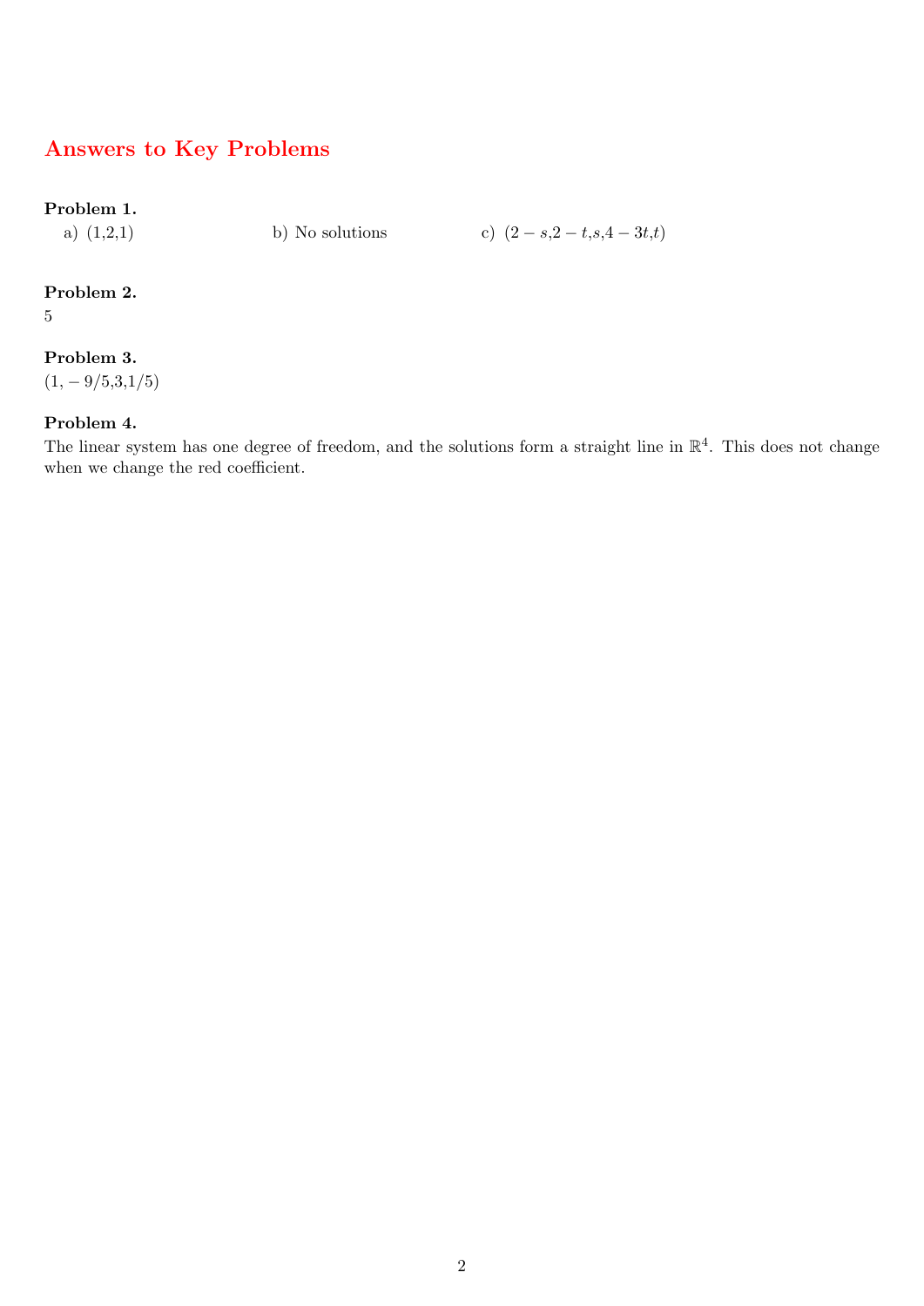## Answers to Key Problems

**Problem 1.**

a) $(1,2,1)$

b) No solutions

c) $(2-s, 2-t, s, 4-3t, t)$

**Problem 2.**

5

**Problem 3.**

$(1, -9/5, 3, 1/5)$

**Problem 4.**

The linear system has one degree of freedom, and the solutions form a straight line in $\mathbb{R}^4$. This does not change when we change the red coefficient.